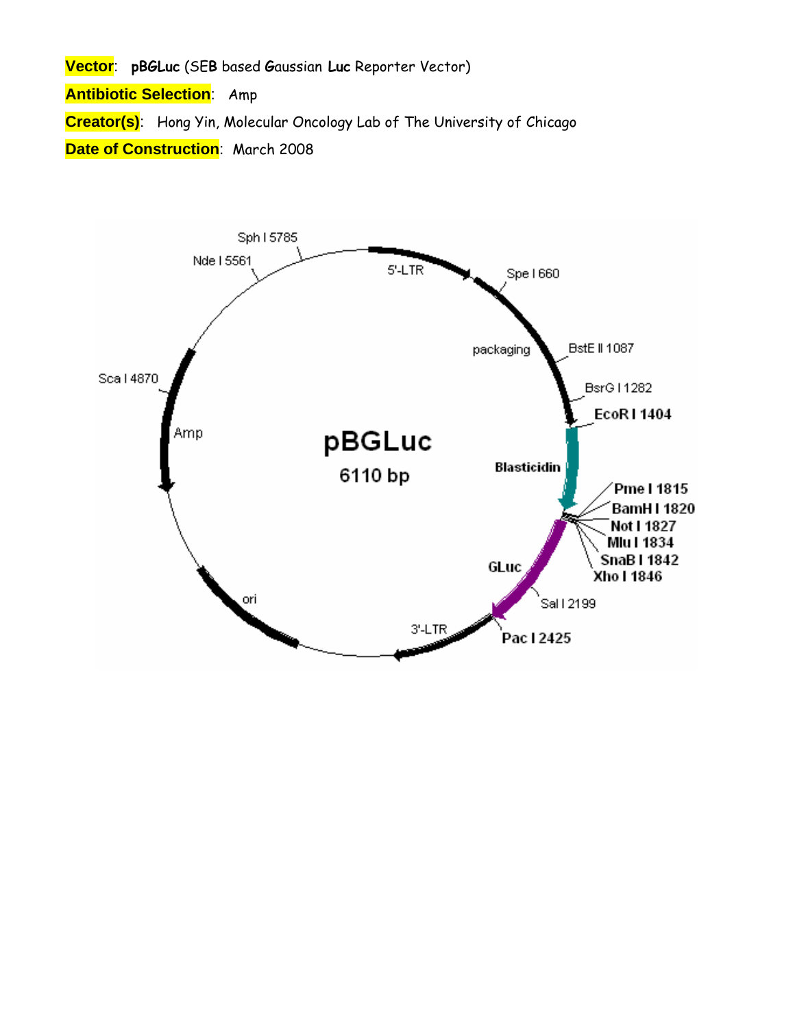**Vector**: **pBGLuc** (SE**B** based **G**aussian **Luc** Reporter Vector)

**Antibiotic Selection**: Amp

**Creator(s)**: Hong Yin, Molecular Oncology Lab of The University of Chicago

**Date of Construction**: March 2008

pBGLuc

6110 bp

5'-LTR

Spe I 660

packaging

BstE II 1087

BsrG I 1282

EcoR I 1404

Blasticidin

Pme I 1815

BamH I 1820

Not I 1827

Mlu I 1834

SnaB I 1842

Xho I 1846

GLuc

Sal I 2199

Pac I 2425

3'-LTR

ori

Amp

Sca I 4870

Nde I 5561

Sph I 5785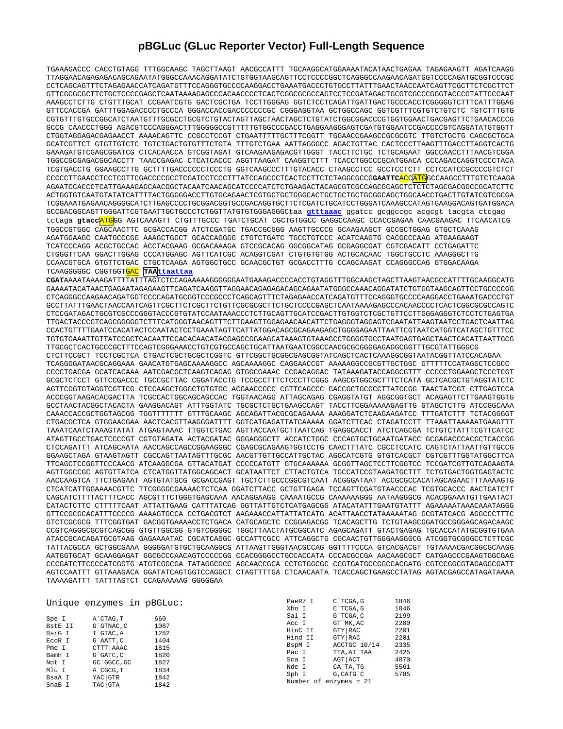# pBGLuc (GLuc Reporter Vector) Full-Length Sequence

```
TGAAAGACCC CACCTGTAGG TTTGGCAAGC TAGCTTAAGT AACGCCATTT TGCAAGGCATGGAAAAATACATAACTGAGAA TAGAGAAGTT AGATCAAGG
TTAGGAACAGAGAGACAGCAGAATATGGGCCAAACAGGATATCTGTGGTAAGCAGTTCCTCCCCGGCTCAGGGCCAAGAACAGATGGTCCCCAGATGCGGTCCCGC
CCTCAGCAGTTTCTAGAGAACCATCAGATGTTTCCAGGGTGCCCCAAGGACCTGAAATGACCCTGTGCCTTATTTGAACTAACCAATCAGTTCGCTTCTCGCTTCT
GTTCGCGCGCTTCTGCTCCCCGAGCTCAATAAAAGAGCCCACAACCCCTCACTCGGCGCGCCAGTCCTCCGATAGACTGCGTCGCCCGGGTACCCGTATTCCCAAT
AAAGCCTCTTG CTGTTTGCAT CCGAATCGTG GACTCGCTGA TCCTTGGGAG GGTCTCCTCAGATTGATTGACTGCCCACCTCGGGGGTCTTTCATTTGGAG
GTTCCACCGA GATTTGGAGACCCCTGCCCA GGGACCACCGACCCCCCCGC CGGGAGGTAA GCTGGCCAGC GGTCGTTTCGTGTCTGTCTC TGTCTTTGTG
CGTGTTTGTGCCGGCATCTAATGTTTGCGCCTGCGTCTGTACTAGTTAGCTAACTAGCTCTGTATCTGGCGGACCCGTGGTGGAACTGACGAGTTCTGAACACCCG
GCCG CAACCCTGGG AGACGTCCCAGGGACTTTGGGGGCCGTTTTTGTGGCCCGACCTGAGGAAGGGAGTCGATGTGGAATCCGACCCCGTCAGGATATGTGGTT
CTGGTAGGAGACGAGAACCT AAAACAGTTC CCGCCTCCGT CTGAATTTTTGCTTTCGGTT TGGAACCGAAGCCGCGCGTC TTGTCTGCTG CAGCGCTGCA
GCATCGTTCT GTGTTGTCTC TGTCTGACTGTGTTTCTGTA TTTGTCTGAA AATTAGGGCC AGACTGTTAC CACTCCCTTAAGTTTGACCTTAGGTCACTG
GAAAGATGTCGAGCGGATCG CTCACAACCA GTCGGTAGAT GTCAAGAAGAGACGTTGGGT TACCTTCTGC TCTGCAGAAT GGCCAACCTTTAACGTCGGA
TGGCCGCGAGACGGCACCTT TAACCGAGAC CTCATCACCC AGGTTAAGAT CAAGGTCTTT TCACCTGGCCCGCATGGACA CCCAGACCAGGTCCCCTACA
TCGTGACCTG GGAAGCCTTG GCTTTTGACCCCCCTCCCTG GGTCAAGCCCTTTGTACACC CTAAGCCTCC GCCTCCTCTT CCTCCATCCGCCCCGTCTCT
CCCCCTTGAACCTCCTCGTTCGACCCCGCCTCGATCCTCCCTTTATCCAGCCCTCACTCCTTCTCTAGGCGCCGGAATTCACCATGGCCAAGCCTTTGTCTCAAGA
AGAATCCACCCTCATTGAAAGAGCAACGGCTACAATCAACAGCATCCCCATCTCTGAAGACTACAGCGTCGCCAGCGCAGCTCTCTCTAGCGACGGCCGCATCTTC
ACTGGTGTCAATGTATATCATTTTACTGGGGGACCTTGTGCAGAACTCGTGGTGCTGGGCACTGCTGCTGCGGCAGCTGGCAACCTGACTTGTATCGTCGCGA
TCGGAAATGAGAACAGGGGCATCTTGAGCCCCTGCGGACGGTGCCGACAGGTGCTTCTCGATCTGCATCCTGGGATCAAAGCCATAGTGAAGGACAGTGATGGACA
GCCGACGGCAGTTGGGATTCGTGAATTGCTGCCCTCTGGTTATGTGTGGGAGGGCtaa gtttaaac ggatcc gcggccgc acgcgt tacgta ctcgag
tctaga gtaccATGGG AGTCAAAGTT CTGTTTGCCC TGATCTGCAT CGCTGTGGCC GAGGCCAAGC CCACCGAGAA CAACGAAGAC TTCAACATCG
TGGCCGTGGC CAGCAACTTC GCGACCACGG ATCTCGATGC TGACCGCGGG AAGTTGCCCG GCAAGAAGCT GCCGCTGGAG GTGCTCAAAG
AGATGGAAGC CAATGCCCGG AAAGCTGGCT GCACCAGGGG CTGTCTGATC TGCCTGTCCC ACATCAAGTG CACGCCCAAG ATGAAGAAGT
TCATCCCAGG ACGCTGCCAC ACCTACGAAG GCGACAAAGA GTCCGCACAG GGCGGCATAG GCGAGGCGAT CGTCGACATT CCTGAGATTC
CTGGGTTCAA GGACTTGGAG CCCATGGAGC AGTTCATCGC ACAGGTCGAT CTGTGTGTGG ACTGCACAAC TGGCTGCCTC AAAGGGCTTG
CCAACGTGCA GTGTTCTGAC CTGCTCAAGA AGTGGCTGCC GCAACGCTGT GCGACCTTTG CCAGCAAGAT CCAGGGCCAG GTGGACAAGA
TCAAGGGGGC CGGTGGTGAC TAAttaattaa
CGATAAAATAAAAGATTTTATTTAGTCTCCAGAAAAAGGGGGGAATGAAAGACCCCACCTGTAGGTTTGGCAAGCTAGCTTAAGTAACGCCATTTTGCAAGGCATG
GAAAATACATAACTGAGAATAGAGAAGTTCAGATCAAGGTTAGGAACAGAGAGACAGCAGAATATGGGCCAAACAGGATATCTGTGGTAAGCAGTTCCTCCCCGG
CTCAGGGCCAAGAACAGATGGTCCCCAGATGCGGTCCCGCCCTCAGCAGTTTCTAGAGAACCATCAGATGTTTCCAGGGTGCCCCAAGGACCTGAAATGACCCTGT
GCCTTATTTGAACTAACCAATCAGTTCGCTTCTCGCTTCTGTTCGCGCGCTTCTGCTCCCCGAGCTCAATAAAAGAGCCCACAACCCCTCACTCGGCGCGCCAGTC
CTCCGATAGACTGCGTCGCCCGGGTACCCGTGTATCCAATAAACCCTCTTGCAGTTGCATCCGACTTGTGGTCTCGCTGTTCCTTGGGAGGGTCTCCTCTGAGTGA
TTGACTACCCGTCAGCGGGGGTCTTTCATGGGTAACAGTTTCTTGAAGTTGGAGAACAACATTCTGAGGGTAGGAGTCGAATATTAAGTAATCCTGACTCAATTAG
CCACTGTTTTGAATCCACATACTCCAATACTCCTGAAATAGTTCATTATGGACAGCGCAGAAGAGCTGGGGAGAATTAATTCGTAATCATGGTCATAGCTGTTTCC
TGTGTGAAATTGTTATCCGCTCACAATTCCACACAACATACGAGCCGGAAGCATAAAGTGTAAAGCCTGGGGTGCCTAATGAGTGAGCTAACTCACATTAATTGCG
TTGCGCTCACTGCCCGCTTTCCAGTCGGGAAACCTGTCGTGCCAGCTGCATTAATGAATCGGCCAACGCGCGGGGAGAGGCGGTTTGCGTATTGGGCG
CTCTTCCGCT TCCTCGCTCA CTGACTCGCTGCGCTCGGTC GTTCGGCTGCGGCGAGCGGTATCAGCTCACTCAAAGGCGGTAATACGGTTATCCACAGAA
TCAGGGGATAACGCAGGAAA GAACATGTGAGCAAAAGGCC AGCAAAAGGC CAGGAACCGT AAAAAGGCCGCGTTGCTGGC GTTTTTCCATAGGCTCCGCC
CCCCTGACGA GCATCACAAA AATCGACGCTCAAGTCAGAG GTGGCGAAAC CCGACAGGAC TATAAAGATACCAGGCGTTT CCCCCTGGAAGCTCCCTCGT
GCGCTCTCCT GTTCCGACCC TGCCGCTTAC CGGATACCTG TCCGCCTTTCTCCCTTCGGG AAGCGTGGCGCTTTCTCATA GCTCACGCTGTAGGTATCTC
AGTTCGGTGTAGGTCGTTCG CTCCAAGCTGGGCTGTGTGC ACGAACCCCC CGTTCAGCCC GACCGCTGCGCCTTATCCGG TAACTATCGT CTTGAGTCCA
ACCCGGTAAGACACGACTTA TCGCCACTGGCAGCAGCCAC TGGTAACAGG ATTAGCAGAG CGAGGTATGT AGGCGGTGCT ACAGAGTTCTTGAAGTGGTG
GCCTAACTACGGCTACACTA GAAGGACAGT ATTTGGTATC TGCGCTCTGCTGAAGCCAGT TACCTTCGGAAAAAGAGTTG GTAGCTCTTG ATCCGGCAAA
CAAACCACCGCTGGTAGCGG TGGTTTTTTT GTTTGCAAGC AGCAGATTACGCGCAGAAAA AAAGGATCTCAAGAAGATCC TTTGATCTTT TCTACGGGGT
CTGACGCTCA GTGGAACGAA AACTCACGTTAAGGGATTTT GGTCATGAGATTATCAAAAA GGATCTTCAC CTAGATCCTT TTAAATTAAAAATGAAGTTT
TAAATCAATCTAAAGTATAT ATGAGTAAAC TTGGTCTGAC AGTTACCAATGCTTAATCAG TGAGGCACCT ATCTCAGCGA TCTGTCTATTTCGTTCATCC
ATAGTTGCCTGACTCCCCGT CGTGTAGATA ACTACGATAC GGGAGGGCTT ACCATCTGGC CCCAGTGCTGCAATGATACC GCGAGACCCACGCTCACCGG
CTCCAGATTT ATCAGCAATA AACCAGCCAGCCGGAAGGGC CGAGCGCAGAAGTGGTCCTG CAACTTTATC CGCCTCCATC CAGTCTATTAATTGTTGCCG
GGAAGCTAGA GTAAGTAGTT CGCCAGTTAATAGTTTGCGC AACGTTGTTGCCATTGCTAC AGGCATCGTG GTGTCACGCT CGTCGTTTGGTATGGCTTCA
TTCAGCTCCGGTTCCCAACG ATCAAGGCGA GTTACATGAT CCCCCATGTT GTGCAAAAAA GCGGTTAGCTCCTTCGGTCC TCCGATCGTTGTCAGAAGTA
AGTTGGCCGC AGTGTTATCA CTCATGGTTATGGCAGCACT GCATAATTCT CTTACTGTCA TGCCATCCGTAAGATGCTTT TCTGTGACTGGTGAGTACTC
AACCAAGTCA TTCTGAGAAT AGTGTATGCG GCGACCGAGT TGCTCTTGCCCGGCGTCAAT ACGGGATAAT ACCGCGCCACATAGCAGAACTTTAAAAGTG
CTCATCATTGGAAAACGTTC TTCGGGGCGAAAACTCTCAA GGATCTTACC GCTGTTGAGA TCCAGTTCGATGTAACCCAC TCGTGCACCC AACTGATCTT
CAGCATCTTTTACTTTCACC AGCGTTTCTGGGTGAGCAAA AACAGGAAGG CAAAATGCCG CAAAAAAGGG AATAAGGGCG ACACGGAAATGTTGAATACT
CATACTCTTC CTTTTTCAAT ATTATTGAAG CATTTATCAG GGTTATTGTCTCATGAGCGG ATACATATTTGAATGTATTT AGAAAAATAAACAAATAGGG
GTTCCGCGCACATTTCCCCG AAAAGTGCCA CCTGACGTCT AAGAAACCATTATTATCATG ACATTAACCTATAAAAATAG GCGTATCACG AGGCCCTTTC
GTCTCGCGCG TTTCGGTGAT GACGGTGAAAACCTCTGACA CATGCAGCTC CCGGAGACGG TCACAGCTTG TCTGTAAGCGGATGCCGGGAGCAGACAAGC
CCGTCAGGGCGCGTCAGCGG GTGTTGGCGG GTGTCGGGGC TGGCTTAACTATGCGGCATC AGAGCAGATT GTACTGAGAG TGCACCATATGCGGTGTGAA
ATACCGCACAGATGCGTAAG GAGAAAATAC CGCATCAGGC GCCATTCGCC ATTCAGGCTG CGCAACTGTTGGGAAGGGCG ATCGGTGCGGGCCTCTTCGC
TATTACGCCA GCTGGCGAAA GGGGGATGTGCTGCAAGGCG ATTAAGTTGGGTAACGCCAG GGTTTTCCCA GTCACGACGT TGTAAAACGACGGCGCAAGG
AATGGTGCAT GCAAGGAGAT GGCGCCCAACAGTCCCCCGG CCACGGGGCCTGCCACCATA CCCACGCCGA AACAAGCGCT CATGAGCCCGAAGTGGCGAG
CCCGATCTTCCCCATCGGTG ATGTCGGCGA TATAGGCGCC AGCAACCGCA CCTGTGGCGC CGGTGATGCCGGCCACGATG CGTCCGGCGTAGAGGCGATT
AGTCCAATTT GTTAAAGACA GGATATCAGTGGTCCAGGCT CTAGTTTTGA CTCAACAATA TCACCAGCTGAAGCCTATAG AGTACGAGCCATAGATAAAA
TAAAAGATTT TATTTAGTCT CCAGAAAAAG GGGGGAA
```

## Unique enzymes in pBGLuc:

| Enzyme | Site | Position |
|---|---|---|
| Spe I | A`CTAG,T | 660 |
| BstE II | G`GTNAC,C | 1087 |
| BsrG I | T`GTAC,A | 1282 |
| EcoR I | G`AATT,C | 1404 |
| Pme I | CTTT\|AAAC | 1815 |
| BamH I | G`GATC,C | 1820 |
| Not I | GC`GGCC,GC | 1827 |
| Mlu I | A`CGCG,T | 1834 |
| BsaA I | YAC\|GTR | 1842 |
| SnaB I | TAC\|GTA | 1842 |
| PaeR7 I | C`TCGA,G | 1846 |
| Xho I | C`TCGA,G | 1846 |
| Sal I | G`TCGA,C | 2199 |
| Acc I | GT`MK,AC | 2200 |
| HinC II | GTY\|RAC | 2201 |
| Hind II | GTY\|RAC | 2201 |
| BspM I | ACCTGC 10/14 | 2335 |
| Pac I | TTA,AT`TAA | 2425 |
| Sca I | AGT\|ACT | 4870 |
| Nde I | CA`TA,TG | 5561 |
| Sph I | G,CATG`C | 5785 |

Number of enzymes = 21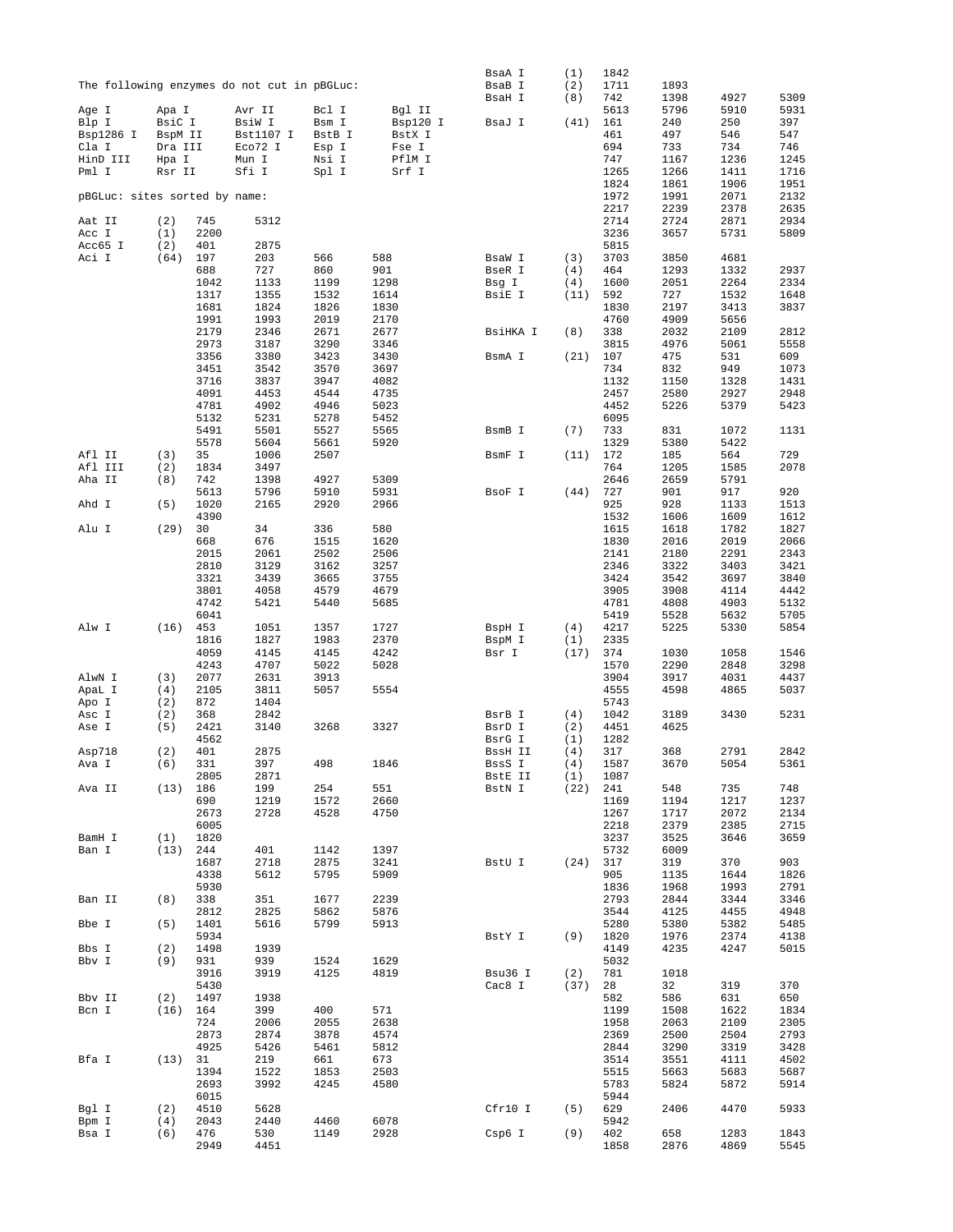The following enzymes do not cut in pBGLuc:

```
Age I      Apa I      Avr II     Bcl I      Bgl II
Blp I      BsiC I     BsiW I     Bsm I      Bsp120 I
Bsp1286 I  BspM II    Bst1107 I  BstB I     BstX I
Cla I      Dra III    Eco72 I    Esp I      Fse I
HinD III   Hpa I      Mun I      Nsi I      PflM I
Pml I      Rsr II     Sfi I      Spl I      Srf I
```

pBGLuc: sites sorted by name:

```
Aat II    (2)   745    5312
Acc I     (1)   2200
Acc65 I   (2)   401    2875
Aci I     (64)  197    203    566    588
                688    727    860    901
                1042   1133   1199   1298
                1317   1355   1532   1614
                1681   1824   1826   1830
                1991   1993   2019   2170
                2179   2346   2671   2677
                2973   3187   3290   3346
                3356   3380   3423   3430
                3451   3542   3570   3697
                3716   3837   3947   4082
                4091   4453   4544   4735
                4781   4902   4946   5023
                5132   5231   5278   5452
                5491   5501   5527   5565
                5578   5604   5661   5920
Afl II    (3)   35     1006   2507
Afl III   (2)   1834   3497
Aha II    (8)   742    1398   4927   5309
                5613   5796   5910   5931
Ahd I     (5)   1020   2165   2920   2966
                4390
Alu I     (29)  30     34     336    580
                668    676    1515   1620
                2015   2061   2502   2506
                2810   3129   3162   3257
                3321   3439   3665   3755
                3801   4058   4579   4679
                4742   5421   5440   5685
                6041
Alw I     (16)  453    1051   1357   1727
                1816   1827   1983   2370
                4059   4145   4145   4242
                4243   4707   5022   5028
AlwN I    (3)   2077   2631   3913
ApaL I    (4)   2105   3811   5057   5554
Apo I     (2)   872    1404
Asc I     (2)   368    2842
Ase I     (5)   2421   3140   3268   3327
                4562
Asp718    (2)   401    2875
Ava I     (6)   331    397    498    1846
                2805   2871
Ava II    (13)  186    199    254    551
                690    1219   1572   2660
                2673   2728   4528   4750
                6005
BamH I    (1)   1820
Ban I     (13)  244    401    1142   1397
                1687   2718   2875   3241
                4338   5612   5795   5909
                5930
Ban II    (8)   338    351    1677   2239
                2812   2825   5862   5876
Bbe I     (5)   1401   5616   5799   5913
                5934
Bbs I     (2)   1498   1939
Bbv I     (9)   931    939    1524   1629
                3916   3919   4125   4819
                5430
Bbv II    (2)   1497   1938
Bcn I     (16)  164    399    400    571
                724    2006   2055   2638
                2873   2874   3878   4574
                4925   5426   5461   5812
Bfa I     (13)  31     219    661    673
                1394   1522   1853   2503
                2693   3992   4245   4580
                6015
Bgl I     (2)   4510   5628
Bpm I     (4)   2043   2440   4460   6078
Bsa I     (6)   476    530    1149   2928
                2949   4451
BsaA I    (1)   1842
BsaB I    (2)   1711   1893
BsaH I    (8)   742    1398   4927   5309
                5613   5796   5910   5931
BsaJ I    (41)  161    240    250    397
                461    497    546    547
                694    733    734    746
                747    1167   1236   1245
                1265   1266   1411   1716
                1824   1861   1906   1951
                1972   1991   2071   2132
                2217   2239   2378   2635
                2714   2724   2871   2934
                3236   3657   5731   5809
                5815
BsaW I    (3)   3703   3850   4681
BseR I    (4)   464    1293   1332   2937
Bsg I     (4)   1600   2051   2264   2334
BsiE I    (11)  592    727    1532   1648
                1830   2197   3413   3837
                4760   4909   5656
BsiHKA I  (8)   338    2032   2109   2812
                3815   4976   5061   5558
BsmA I    (21)  107    475    531    609
                734    832    949    1073
                1132   1150   1328   1431
                2457   2580   2927   2948
                4452   5226   5379   5423
                6095
BsmB I    (7)   733    831    1072   1131
                1329   5380   5422
BsmF I    (11)  172    185    564    729
                764    1205   1585   2078
                2646   2659   5791
BsoF I    (44)  727    901    917    920
                925    928    1133   1513
                1532   1606   1609   1612
                1615   1618   1782   1827
                1830   2016   2019   2066
                2141   2180   2291   2343
                2346   3322   3403   3421
                3424   3542   3697   3840
                3905   3908   4114   4442
                4781   4808   4903   5132
                5419   5528   5632   5705
BspH I    (4)   4217   5225   5330   5854
BspM I    (1)   2335
Bsr I     (17)  374    1030   1058   1546
                1570   2290   2848   3298
                3904   3917   4031   4437
                4555   4598   4865   5037
                5743
BsrB I    (4)   1042   3189   3430   5231
BsrD I    (2)   4451   4625
BsrG I    (1)   1282
BssH II   (4)   317    368    2791   2842
BssS I    (4)   1587   3670   5054   5361
BstE II   (1)   1087
BstN I    (22)  241    548    735    748
                1169   1194   1217   1237
                1267   1717   2072   2134
                2218   2379   2385   2715
                3237   3525   3646   3659
                5732   6009
BstU I    (24)  317    319    370    903
                905    1135   1644   1826
                1836   1968   1993   2791
                2793   2844   3344   3346
                3544   4125   4455   4948
                5280   5380   5382   5485
BstY I    (9)   1820   1976   2374   4138
                4149   4235   4247   5015
                5032
Bsu36 I   (2)   781    1018
Cac8 I    (37)  28     32     319    370
                582    586    631    650
                1199   1508   1622   1834
                1958   2063   2109   2305
                2369   2500   2504   2793
                2844   3290   3319   3428
                3514   3551   4111   4502
                5515   5663   5683   5687
                5783   5824   5872   5914
                5944
Cfr10 I   (5)   629    2406   4470   5933
                5942
Csp6 I    (9)   402    658    1283   1843
                1858   2876   4869   5545
```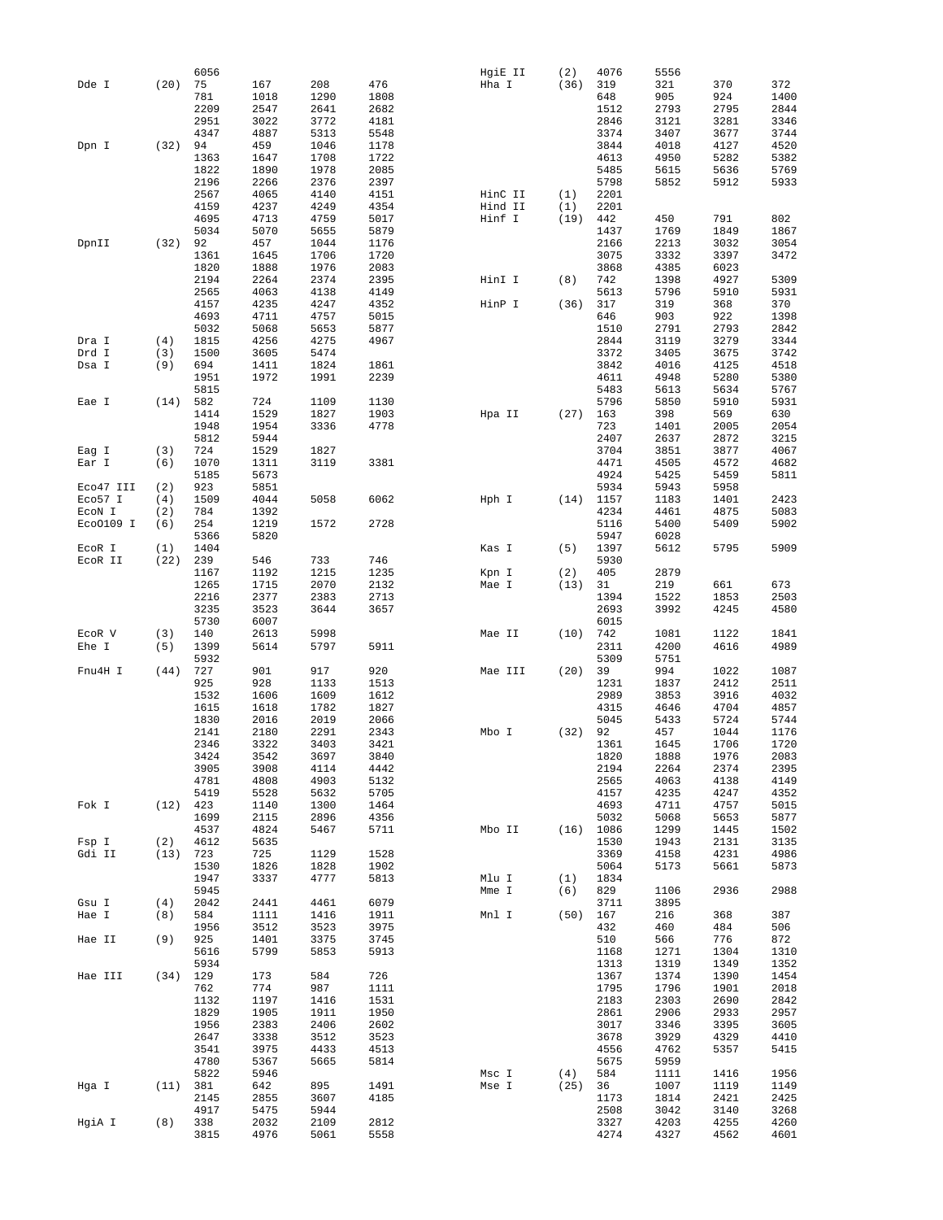```
          6056                              HgiE II   (2)  4076  5556
Dde I     (20) 75    167   208   476        Hha I     (36) 319   321   370   372
               781   1018  1290  1808                      648   905   924   1400
               2209  2547  2641  2682                      1512  2793  2795  2844
               2951  3022  3772  4181                      2846  3121  3281  3346
               4347  4887  5313  5548                      3374  3407  3677  3744
Dpn I     (32) 94    459   1046  1178                      3844  4018  4127  4520
               1363  1647  1708  1722                      4613  4950  5282  5382
               1822  1890  1978  2085                      5485  5615  5636  5769
               2196  2266  2376  2397                      5798  5852  5912  5933
               2567  4065  4140  4151       HinC II   (1)  2201
               4159  4237  4249  4354       Hind II   (1)  2201
               4695  4713  4759  5017       Hinf I    (19) 442   450   791   802
               5034  5070  5655  5879                      1437  1769  1849  1867
DpnII     (32) 92    457   1044  1176                      2166  2213  3032  3054
               1361  1645  1706  1720                      3075  3332  3397  3472
               1820  1888  1976  2083                      3868  4385  6023
               2194  2264  2374  2395       HinI I    (8)  742   1398  4927  5309
               2565  4063  4138  4149                      5613  5796  5910  5931
               4157  4235  4247  4352       HinP I    (36) 317   319   368   370
               4693  4711  4757  5015                      646   903   922   1398
               5032  5068  5653  5877                      1510  2791  2793  2842
Dra I     (4)  1815  4256  4275  4967                      2844  3119  3279  3344
Drd I     (3)  1500  3605  5474                            3372  3405  3675  3742
Dsa I     (9)  694   1411  1824  1861                      3842  4016  4125  4518
               1951  1972  1991  2239                      4611  4948  5280  5380
               5815                                        5483  5613  5634  5767
Eae I     (14) 582   724   1109  1130                      5796  5850  5910  5931
               1414  1529  1827  1903       Hpa II    (27) 163   398   569   630
               1948  1954  3336  4778                      723   1401  2005  2054
               5812  5944                                  2407  2637  2872  3215
Eag I     (3)  724   1529  1827                            3704  3851  3877  4067
Ear I     (6)  1070  1311  3119  3381                      4471  4505  4572  4682
               5185  5673                                  4924  5425  5459  5811
Eco47 III (2)  923   5851                                  5934  5943  5958
Eco57 I   (4)  1509  4044  5058  6062       Hph I     (14) 1157  1183  1401  2423
EcoN I    (2)  784   1392                                  4234  4461  4875  5083
EcoO109 I (6)  254   1219  1572  2728                      5116  5400  5409  5902
               5366  5820                                  5947  6028
EcoR I    (1)  1404                         Kas I     (5)  1397  5612  5795  5909
EcoR II   (22) 239   546   733   746                       5930
               1167  1192  1215  1235       Kpn I     (2)  405   2879
               1265  1715  2070  2132       Mae I     (13) 31    219   661   673
               2216  2377  2383  2713                      1394  1522  1853  2503
               3235  3523  3644  3657                      2693  3992  4245  4580
               5730  6007                                  6015
EcoR V    (3)  140   2613  5998             Mae II    (10) 742   1081  1122  1841
Ehe I     (5)  1399  5614  5797  5911                      2311  4200  4616  4989
               5932                                        5309  5751
Fnu4H I   (44) 727   901   917   920        Mae III   (20) 39    994   1022  1087
               925   928   1133  1513                      1231  1837  2412  2511
               1532  1606  1609  1612                      2989  3853  3916  4032
               1615  1618  1782  1827                      4315  4646  4704  4857
               1830  2016  2019  2066                      5045  5433  5724  5744
               2141  2180  2291  2343       Mbo I     (32) 92    457   1044  1176
               2346  3322  3403  3421                      1361  1645  1706  1720
               3424  3542  3697  3840                      1820  1888  1976  2083
               3905  3908  4114  4442                      2194  2264  2374  2395
               4781  4808  4903  5132                      2565  4063  4138  4149
               5419  5528  5632  5705                      4157  4235  4247  4352
Fok I     (12) 423   1140  1300  1464                      4693  4711  4757  5015
               1699  2115  2896  4356                      5032  5068  5653  5877
               4537  4824  5467  5711       Mbo II    (16) 1086  1299  1445  1502
Fsp I     (2)  4612  5635                                  1530  1943  2131  3135
Gdi II    (13) 723   725   1129  1528                      3369  4158  4231  4986
               1530  1826  1828  1902                      5064  5173  5661  5873
               1947  3337  4777  5813       Mlu I     (1)  1834
               5945                         Mme I     (6)  829   1106  2936  2988
Gsu I     (4)  2042  2441  4461  6079                      3711  3895
Hae I     (8)  584   1111  1416  1911       Mnl I     (50) 167   216   368   387
               1956  3512  3523  3975                      432   460   484   506
Hae II    (9)  925   1401  3375  3745                      510   566   776   872
               5616  5799  5853  5913                      1168  1271  1304  1310
               5934                                        1313  1319  1349  1352
Hae III   (34) 129   173   584   726                       1367  1374  1390  1454
               762   774   987   1111                      1795  1796  1901  2018
               1132  1197  1416  1531                      2183  2303  2690  2842
               1829  1905  1911  1950                      2861  2906  2933  2957
               1956  2383  2406  2602                      3017  3346  3395  3605
               2647  3338  3512  3523                      3678  3929  4329  4410
               3541  3975  4433  4513                      4556  4762  5357  5415
               4780  5367  5665  5814                      5675  5959
               5822  5946                   Msc I     (4)  584   1111  1416  1956
Hga I     (11) 381   642   895   1491       Mse I     (25) 36    1007  1119  1149
               2145  2855  3607  4185                      1173  1814  2421  2425
               4917  5475  5944                            2508  3042  3140  3268
HgiA I    (8)  338   2032  2109  2812                      3327  4203  4255  4260
               3815  4976  5061  5558                      4274  4327  4562  4601
```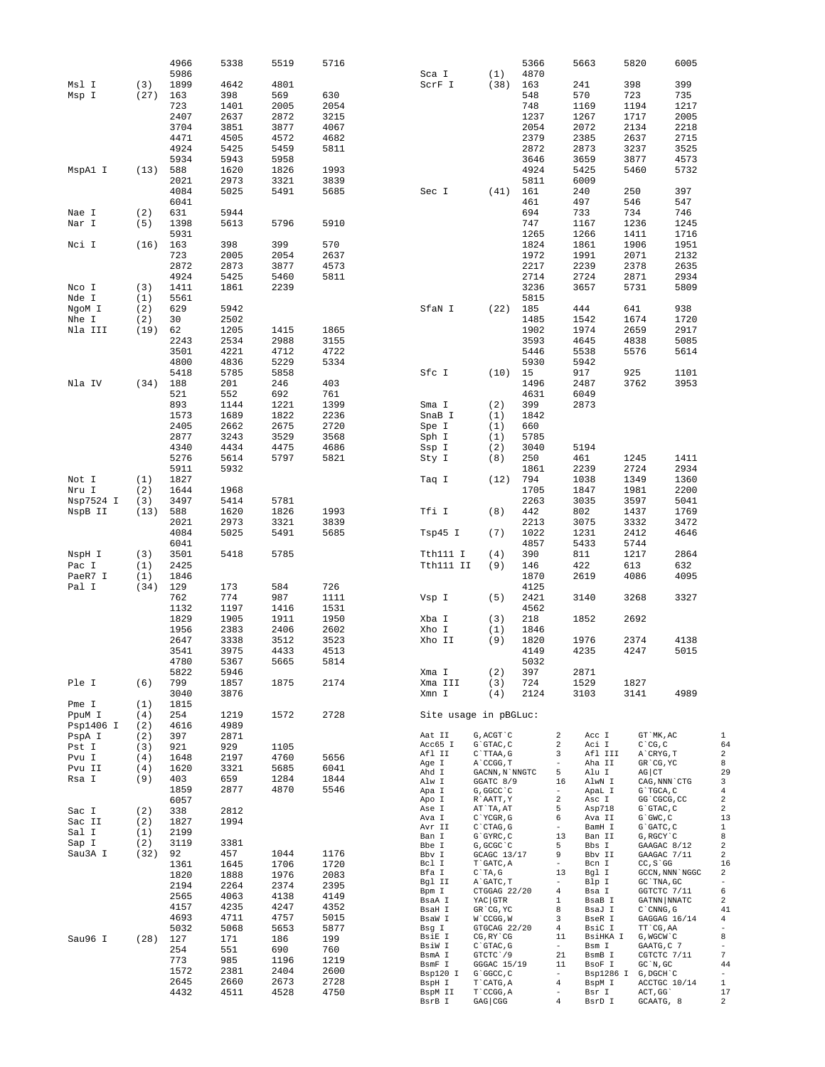```
                    4966      5338      5519      5716
                    5986
Msl I         (3)   1899      4642      4801
Msp I        (27)   163       398       569       630
                    723       1401      2005      2054
                    2407      2637      2872      3215
                    3704      3851      3877      4067
                    4471      4505      4572      4682
                    4924      5425      5459      5811
                    5934      5943      5958
MspA1 I      (13)   588       1620      1826      1993
                    2021      2973      3321      3839
                    4084      5025      5491      5685
                    6041
Nae I         (2)   631       5944
Nar I         (5)   1398      5613      5796      5910
                    5931
Nci I        (16)   163       398       399       570
                    723       2005      2054      2637
                    2872      2873      3877      4573
                    4924      5425      5460      5811
Nco I         (3)   1411      1861      2239
Nde I         (1)   5561
NgoM I        (2)   629       5942
Nhe I         (2)   30        2502
Nla III      (19)   62        1205      1415      1865
                    2243      2534      2988      3155
                    3501      4221      4712      4722
                    4800      4836      5229      5334
                    5418      5785      5858
Nla IV       (34)   188       201       246       403
                    521       552       692       761
                    893       1144      1221      1399
                    1573      1689      1822      2236
                    2405      2662      2675      2720
                    2877      3243      3529      3568
                    4340      4434      4475      4686
                    5276      5614      5797      5821
                    5911      5932
Not I         (1)   1827
Nru I         (2)   1644      1968
Nsp7524 I     (3)   3497      5414      5781
NspB II      (13)   588       1620      1826      1993
                    2021      2973      3321      3839
                    4084      5025      5491      5685
                    6041
NspH I        (3)   3501      5418      5785
Pac I         (1)   2425
PaeR7 I       (1)   1846
Pal I        (34)   129       173       584       726
                    762       774       987       1111
                    1132      1197      1416      1531
                    1829      1905      1911      1950
                    1956      2383      2406      2602
                    2647      3338      3512      3523
                    3541      3975      4433      4513
                    4780      5367      5665      5814
                    5822      5946
Ple I         (6)   799       1857      1875      2174
                    3040      3876
Pme I         (1)   1815
PpuM I        (4)   254       1219      1572      2728
Psp1406 I     (2)   4616      4989
PspA I        (2)   397       2871
Pst I         (3)   921       929       1105
Pvu I         (4)   1648      2197      4760      5656
Pvu II        (4)   1620      3321      5685      6041
Rsa I         (9)   403       659       1284      1844
                    1859      2877      4870      5546
                    6057
Sac I         (2)   338       2812
Sac II        (2)   1827      1994
Sal I         (1)   2199
Sap I         (2)   3119      3381
Sau3A I      (32)   92        457       1044      1176
                    1361      1645      1706      1720
                    1820      1888      1976      2083
                    2194      2264      2374      2395
                    2565      4063      4138      4149
                    4157      4235      4247      4352
                    4693      4711      4757      5015
                    5032      5068      5653      5877
Sau96 I      (28)   127       171       186       199
                    254       551       690       760
                    773       985       1196      1219
                    1572      2381      2404      2600
                    2645      2660      2673      2728
                    4432      4511      4528      4750

                    5366      5663      5820      6005
Sca I         (1)   4870
ScrF I       (38)   163       241       398       399
                    548       570       723       735
                    748       1169      1194      1217
                    1237      1267      1717      2005
                    2054      2072      2134      2218
                    2379      2385      2637      2715
                    2872      2873      3237      3525
                    3646      3659      3877      4573
                    4924      5425      5460      5732
                    5811      6009
Sec I        (41)   161       240       250       397
                    461       497       546       547
                    694       733       734       746
                    747       1167      1236      1245
                    1265      1266      1411      1716
                    1824      1861      1906      1951
                    1972      1991      2071      2132
                    2217      2239      2378      2635
                    2714      2724      2871      2934
                    3236      3657      5731      5809
                    5815
SfaN I       (22)   185       444       641       938
                    1485      1542      1674      1720
                    1902      1974      2659      2917
                    3593      4645      4838      5085
                    5446      5538      5576      5614
                    5930      5942
Sfc I        (10)   15        917       925       1101
                    1496      2487      3762      3953
                    4631      6049
Sma I         (2)   399       2873
SnaB I        (1)   1842
Spe I         (1)   660
Sph I         (1)   5785
Ssp I         (2)   3040      5194
Sty I         (8)   250       461       1245      1411
                    1861      2239      2724      2934
Taq I        (12)   794       1038      1349      1360
                    1705      1847      1981      2200
                    2263      3035      3597      5041
Tfi I         (8)   442       802       1437      1769
                    2213      3075      3332      3472
Tsp45 I       (7)   1022      1231      2412      4646
                    4857      5433      5744
Tth111 I      (4)   390       811       1217      2864
Tth111 II     (9)   146       422       613       632
                    1870      2619      4086      4095
                    4125
Vsp I         (5)   2421      3140      3268      3327
                    4562
Xba I         (3)   218       1852      2692
Xho I         (1)   1846
Xho II        (9)   1820      1976      2374      4138
                    4149      4235      4247      5015
                    5032
Xma I         (2)   397       2871
Xma III       (3)   724       1529      1827
Xmn I         (4)   2124      3103      3141      4989
```

Site usage in pBGLuc:

```
Aat II     G,ACGT`C       2     Acc I      GT`MK,AC        1
Acc65 I    G`GTAC,C       2     Aci I      C`CG,C          64
Afl II     C`TTAA,G       3     Afl III    A`CRYG,T        2
Age I      A`CCGG,T       -     Aha II     GR`CG,YC        8
Ahd I      GACNN,N`NNGTC  5     Alu I      AG|CT           29
Alw I      GGATC 8/9      16    AlwN I     CAG,NNN`CTG     3
Apa I      G,GGCC`C       -     ApaL I     G`TGCA,C        4
Apo I      R`AATT,Y       2     Asc I      GG`CGCG,CC      2
Ase I      AT`TA,AT       5     Asp718     G`GTAC,C        2
Ava I      C`YCGR,G       6     Ava II     G`GWC,C         13
Avr II     C`CTAG,G       -     BamH I     G`GATC,C        1
Ban I      G`GYRC,C       13    Ban II     G,RGCY`C        8
Bbe I      G,GCGC`C       5     Bbs I      GAAGAC 8/12     2
Bbv I      GCAGC 13/17    9     Bbv II     GAAGAC 7/11     2
Bcl I      T`GATC,A       -     Bcn I      CC,S`GG         16
Bfa I      C`TA,G         13    Bgl I      GCCN,NNN`NGGC   2
Bgl II     A`GATC,T       -     Blp I      GC`TNA,GC       -
Bpm I      CTGGAG 22/20   4     Bsa I      GGTCTC 7/11     6
BsaA I     YAC|GTR        1     BsaB I     GATNN|NNATC     2
BsaH I     GR`CG,YC       8     BsaJ I     C`CNNG,G        41
BsaW I     W`CCGG,W       3     BseR I     GAGGAG 16/14    4
Bsg I      GTGCAG 22/20   4     BsiC I     TT`CG,AA        -
BsiE I     CG,RY`CG       11    BsiHKA I   G,WGCW`C        8
BsiW I     C`GTAC,G       -     Bsm I      GAATG,C 7       -
BsmA I     GTCTC`/9       21    BsmB I     CGTCTC 7/11     7
BsmF I     GGGAC 15/19    11    BsoF I     GC`N,GC         44
Bsp120 I   G`GGCC,C       -     Bsp1286 I  G,DGCH`C        -
BspH I     T`CATG,A       4     BspM I     ACCTGC 10/14    1
BspM II    T`CCGG,A       -     Bsr I      ACT,GG`         17
BsrB I     GAG|CGG        4     BsrD I     GCAATG, 8       2
```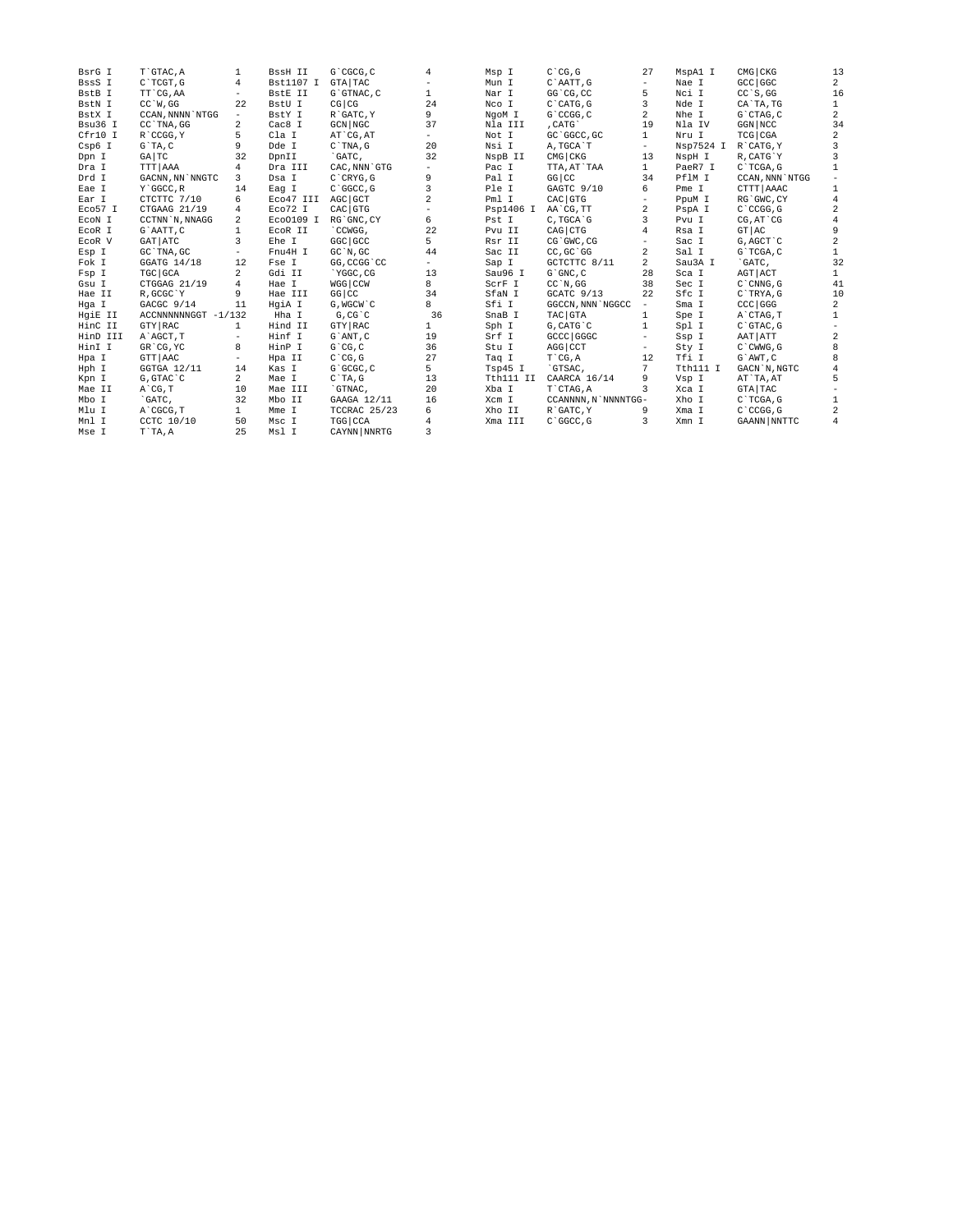| | | | | | | | | | | | |
|---|---|---|---|---|---|---|---|---|---|---|---|
| BsrG I | T`GTAC,A | 1 | BssH II | G`CGCG,C | 4 | Msp I | C`CG,G | 27 | MspA1 I | CMG\|CKG | 13 |
| BssS I | C`TCGT,G | 4 | Bst1107 I | GTA\|TAC | - | Mun I | C`AATT,G | - | Nae I | GCC\|GGC | 2 |
| BstB I | TT`CG,AA | - | BstE II | G`GTNAC,C | 1 | Nar I | GG`CG,CC | 5 | Nci I | CC`S,GG | 16 |
| BstN I | CC`W,GG | 22 | BstU I | CG\|CG | 24 | Nco I | C`CATG,G | 3 | Nde I | CA`TA,TG | 1 |
| BstX I | CCAN,NNNN`NTGG | - | BstY I | R`GATC,Y | 9 | NgoM I | G`CCGG,C | 2 | Nhe I | G`CTAG,C | 2 |
| Bsu36 I | CC`TNA,GG | 2 | Cac8 I | GCN\|NGC | 37 | Nla III | ,CATG` | 19 | Nla IV | GGN\|NCC | 34 |
| Cfr10 I | R`CCGG,Y | 5 | Cla I | AT`CG,AT | - | Not I | GC`GGCC,GC | 1 | Nru I | TCG\|CGA | 2 |
| Csp6 I | G`TA,C | 9 | Dde I | C`TNA,G | 20 | Nsi I | A,TGCA`T | - | Nsp7524 I | R`CATG,Y | 3 |
| Dpn I | GA\|TC | 32 | DpnII | `GATC, | 32 | NspB II | CMG\|CKG | 13 | NspH I | R,CATG`Y | 3 |
| Dra I | TTT\|AAA | 4 | Dra III | CAC,NNN`GTG | - | Pac I | TTA,AT`TAA | 1 | PaeR7 I | C`TCGA,G | 1 |
| Drd I | GACNN,NN`NNGTC | 3 | Dsa I | C`CRYG,G | 9 | Pal I | GG\|CC | 34 | PflM I | CCAN,NNN`NTGG | - |
| Eae I | Y`GGCC,R | 14 | Eag I | C`GGCC,G | 3 | Ple I | GAGTC 9/10 | 6 | Pme I | CTTT\|AAAC | 1 |
| Ear I | CTCTTC 7/10 | 6 | Eco47 III | AGC\|GCT | 2 | Pml I | CAC\|GTG | - | PpuM I | RG`GWC,CY | 4 |
| Eco57 I | CTGAAG 21/19 | 4 | Eco72 I | CAC\|GTG | - | Psp1406 I | AA`CG,TT | 2 | PspA I | C`CCGG,G | 2 |
| EcoN I | CCTNN`N,NNAGG | 2 | EcoO109 I | RG`GNC,CY | 6 | Pst I | C,TGCA`G | 3 | Pvu I | CG,AT`CG | 4 |
| EcoR I | G`AATT,C | 1 | EcoR II | `CCWGG, | 22 | Pvu II | CAG\|CTG | 4 | Rsa I | GT\|AC | 9 |
| EcoR V | GAT\|ATC | 3 | Ehe I | GGC\|GCC | 5 | Rsr II | CG`GWC,CG | - | Sac I | G,AGCT`C | 2 |
| Esp I | GC`TNA,GC | - | Fnu4H I | GC`N,GC | 44 | Sac II | CC,GC`GG | 2 | Sal I | G`TCGA,C | 1 |
| Fok I | GGATG 14/18 | 12 | Fse I | GG,CCGG`CC | - | Sap I | GCTCTTC 8/11 | 2 | Sau3A I | `GATC, | 32 |
| Fsp I | TGC\|GCA | 2 | Gdi II | `YGGC,CG | 13 | Sau96 I | G`GNC,C | 28 | Sca I | AGT\|ACT | 1 |
| Gsu I | CTGGAG 21/19 | 4 | Hae I | WGG\|CCW | 8 | ScrF I | CC`N,GG | 38 | Sec I | C`CNNG,G | 41 |
| Hae II | R,GCGC`Y | 9 | Hae III | GG\|CC | 34 | SfaN I | GCATC 9/13 | 22 | Sfc I | C`TRYA,G | 10 |
| Hga I | GACGC 9/14 | 11 | HgiA I | G,WGCW`C | 8 | Sfi I | GGCCN,NNN`NGGCC | - | Sma I | CCC\|GGG | 2 |
| HgiE II | ACCNNNNNNGGT -1/132 | | Hha I | G,CG`C | 36 | SnaB I | TAC\|GTA | 1 | Spe I | A`CTAG,T | 1 |
| HinC II | GTY\|RAC | 1 | Hind II | GTY\|RAC | 1 | Sph I | G,CATG`C | 1 | Spl I | C`GTAC,G | - |
| HinD III | A`AGCT,T | - | Hinf I | G`ANT,C | 19 | Srf I | GCCC\|GGGC | - | Ssp I | AAT\|ATT | 2 |
| HinI I | GR`CG,YC | 8 | HinP I | G`CG,C | 36 | Stu I | AGG\|CCT | - | Sty I | C`CWWG,G | 8 |
| Hpa I | GTT\|AAC | - | Hpa II | C`CG,G | 27 | Taq I | T`CG,A | 12 | Tfi I | G`AWT,C | 8 |
| Hph I | GGTGA 12/11 | 14 | Kas I | G`GCGC,C | 5 | Tsp45 I | `GTSAC, | 7 | Tth111 I | GACN`N,NGTC | 4 |
| Kpn I | G,GTAC`C | 2 | Mae I | C`TA,G | 13 | Tth111 II | CAARCA 16/14 | 9 | Vsp I | AT`TA,AT | 5 |
| Mae II | A`CG,T | 10 | Mae III | `GTNAC, | 20 | Xba I | T`CTAG,A | 3 | Xca I | GTA\|TAC | - |
| Mbo I | `GATC, | 32 | Mbo II | GAAGA 12/11 | 16 | Xcm I | CCANNNN,N`NNNNTGG- | | Xho I | C`TCGA,G | 1 |
| Mlu I | A`CGCG,T | 1 | Mme I | TCCRAC 25/23 | 6 | Xho II | R`GATC,Y | 9 | Xma I | C`CCGG,G | 2 |
| Mnl I | CCTC 10/10 | 50 | Msc I | TGG\|CCA | 4 | Xma III | C`GGCC,G | 3 | Xmn I | GAANN\|NNTTC | 4 |
| Mse I | T`TA,A | 25 | Msl I | CAYNN\|NNRTG | 3 | | | | | | |